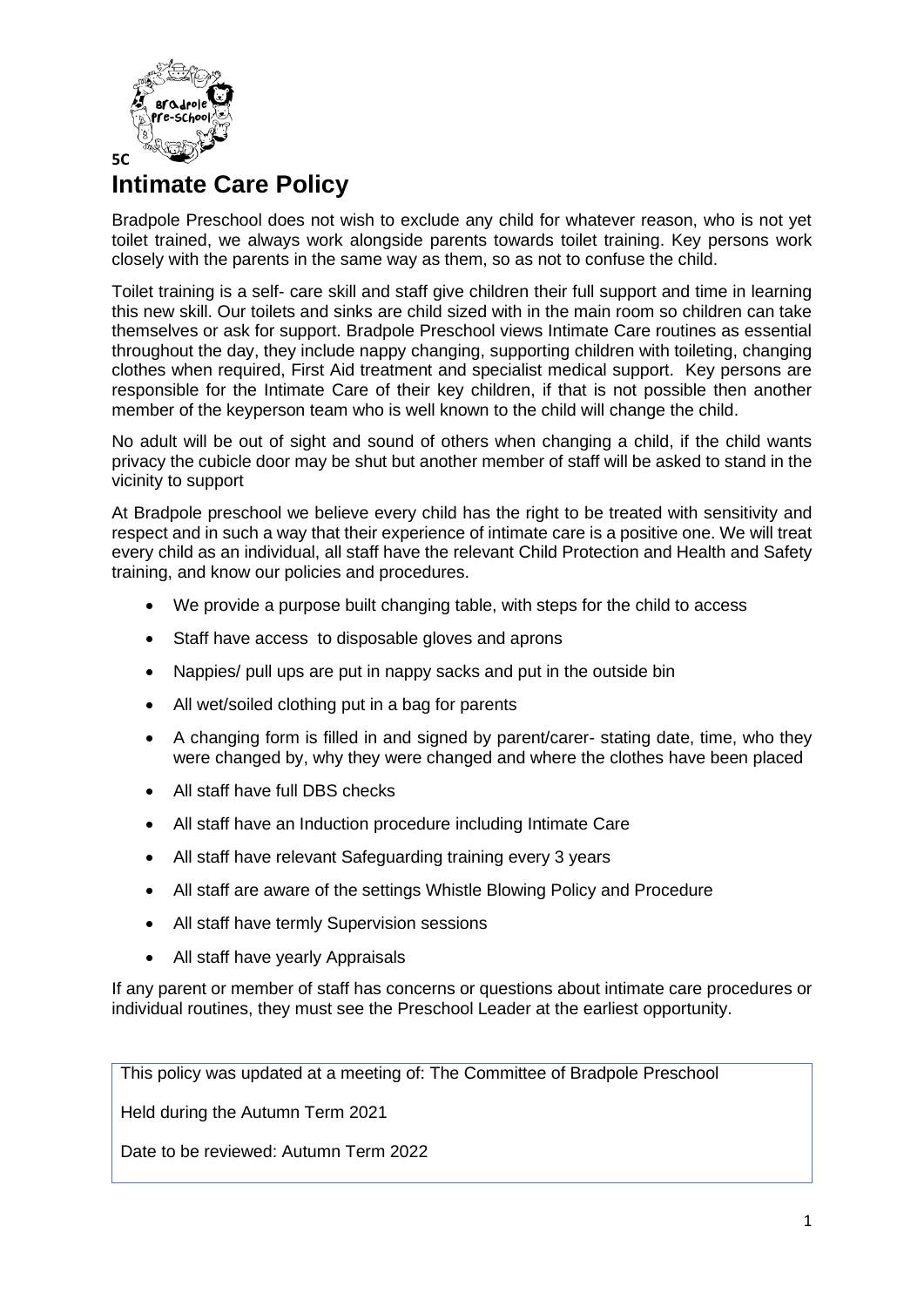5C

# Intimate Care Policy

Bradpole Preschool does not wish to exclude any child for whatever reason, who is not yet toilet trained, we always work alongside parents towards toilet training. Key persons work closely with the parents in the same way as them, so as not to confuse the child.

Toilet training is a self- care skill and staff give children their full support and time in learning this new skill. Our toilets and sinks are child sized with in the main room so children can take themselves or ask for support. Bradpole Preschool views Intimate Care routines as essential throughout the day, they include nappy changing, supporting children with toileting, changing clothes when required, First Aid treatment and specialist medical support. Key persons are responsible for the Intimate Care of their key children, if that is not possible then another member of the keyperson team who is well known to the child will change the child.

No adult will be out of sight and sound of others when changing a child, if the child wants privacy the cubicle door may be shut but another member of staff will be asked to stand in the vicinity to support

At Bradpole preschool we believe every child has the right to be treated with sensitivity and respect and in such a way that their experience of intimate care is a positive one. We will treat every child as an individual, all staff have the relevant Child Protection and Health and Safety training, and know our policies and procedures.

- We provide a purpose built changing table, with steps for the child to access
- Staff have access to disposable gloves and aprons
- Nappies/ pull ups are put in nappy sacks and put in the outside bin
- All wet/soiled clothing put in a bag for parents
- A changing form is filled in and signed by parent/carer- stating date, time, who they were changed by, why they were changed and where the clothes have been placed
- All staff have full DBS checks
- All staff have an Induction procedure including Intimate Care
- All staff have relevant Safeguarding training every 3 years
- All staff are aware of the settings Whistle Blowing Policy and Procedure
- All staff have termly Supervision sessions
- All staff have yearly Appraisals

If any parent or member of staff has concerns or questions about intimate care procedures or individual routines, they must see the Preschool Leader at the earliest opportunity.

This policy was updated at a meeting of: The Committee of Bradpole Preschool

Held during the Autumn Term 2021

Date to be reviewed: Autumn Term 2022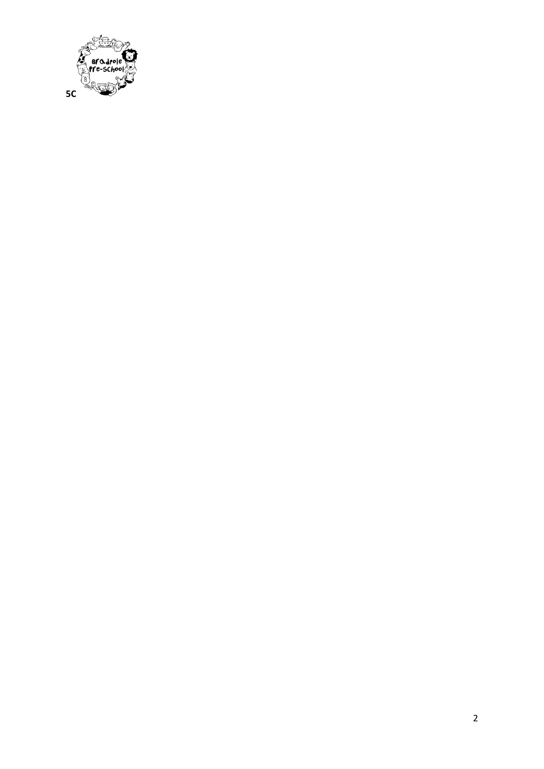5C